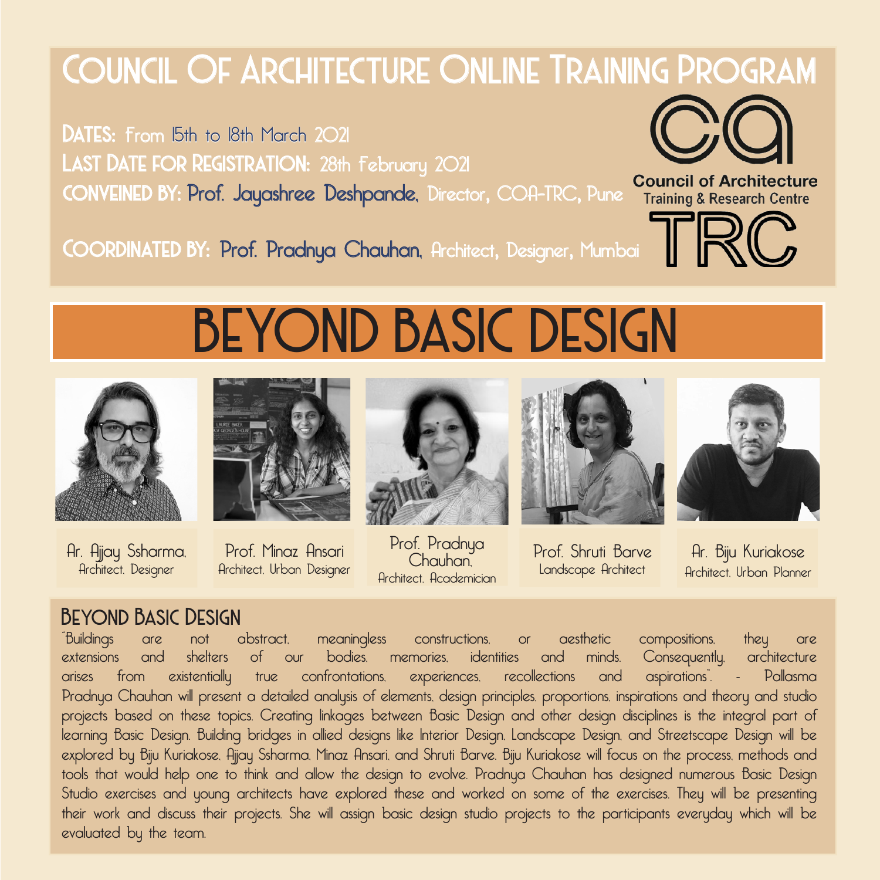# Council Of Architecture Online Training Program

**DATES:** From 15th to 18th March 2021

**LAST DATE FOR REGISTRATION:** 28th February 2021

**CONVEINED BY:** Prof. Jayashree Deshpande, Director, COA-TRC, Pune

**COORDINATED BY:** Prof. Pradnya Chauhan, Architect, Designer, Mumbai

Council of Architecture
Training & Research Centre

# BEYOND BASIC DESIGN

Ar. Ajjay Ssharma, Architect, Designer

Prof. Minaz Ansari, Architect, Urban Designer

Prof. Pradnya Chauhan, Architect, Academician

Prof. Shruti Barve, Landscape Architect

Ar. Biju Kuriakose, Architect, Urban Planner

## Beyond Basic Design

"Buildings are not abstract, meaningless constructions, or aesthetic compositions, they are extensions and shelters of our bodies, memories, identities and minds. Consequently, architecture arises from existentially true confrontations, experiences, recollections and aspirations". - Pallasma

Pradnya Chauhan will present a detailed analysis of elements, design principles, proportions, inspirations and theory and studio projects based on these topics. Creating linkages between Basic Design and other design disciplines is the integral part of learning Basic Design. Building bridges in allied designs like Interior Design, Landscape Design, and Streetscape Design will be explored by Biju Kuriakose, Ajjay Ssharma, Minaz Ansari, and Shruti Barve. Biju Kuriakose will focus on the process, methods and tools that would help one to think and allow the design to evolve. Pradnya Chauhan has designed numerous Basic Design Studio exercises and young architects have explored these and worked on some of the exercises. They will be presenting their work and discuss their projects. She will assign basic design studio projects to the participants everyday which will be evaluated by the team.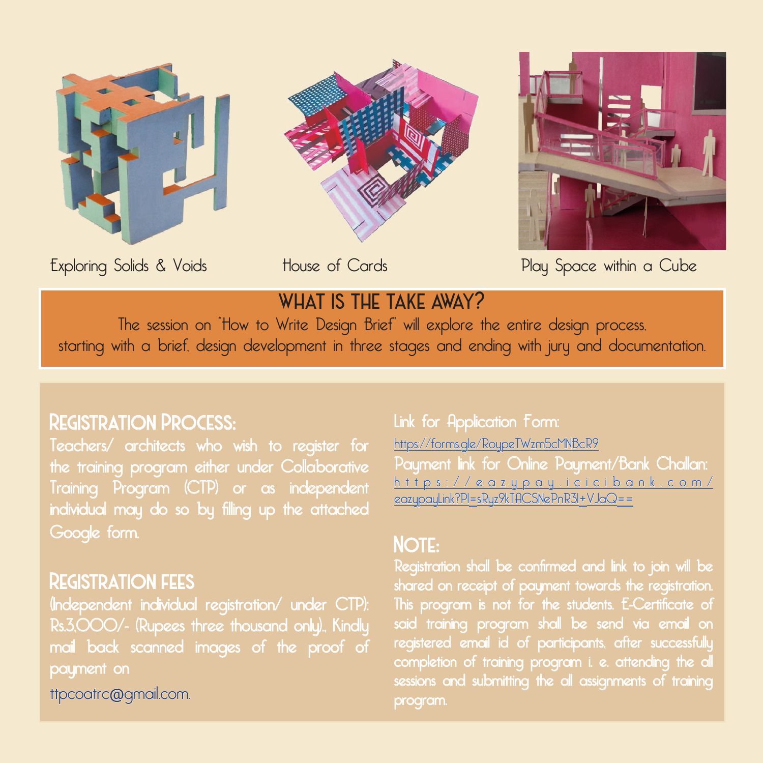Exploring Solids & Voids

House of Cards

Play Space within a Cube

## WHAT IS THE TAKE AWAY?

The session on "How to Write Design Brief" will explore the entire design process. starting with a brief, design development in three stages and ending with jury and documentation.

## REGISTRATION PROCESS:

Teachers/ architects who wish to register for the training program either under Collaborative Training Program (CTP) or as independent individual may do so by filling up the attached Google form.

## REGISTRATION FEES

(Independent individual registration/ under CTP): Rs.3,000/- (Rupees three thousand only)., Kindly mail back scanned images of the proof of payment on

ttpcoatrc@gmail.com.

Link for Application Form:

https://forms.gle/RoypeTWzm5cMNBcR9

Payment link for Online Payment/Bank Challan:

https://eazypay.icicibank.com/eazypayLink?P1=sRyz9kTACSNePnR3I+VJaQ==

## NOTE:

Registration shall be confirmed and link to join will be shared on receipt of payment towards the registration. This program is not for the students. E-Certificate of said training program shall be send via email on registered email id of participants, after successfully completion of training program i. e. attending the all sessions and submitting the all assignments of training program.